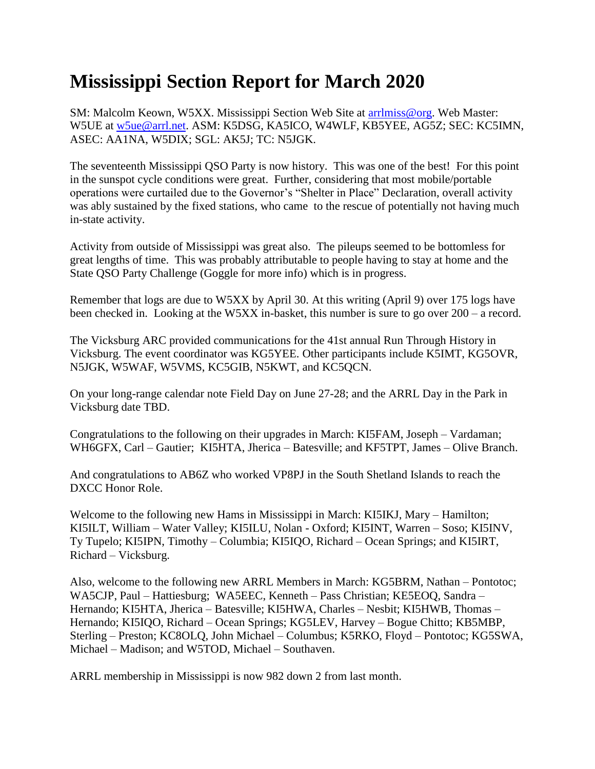# Mississippi Section Report for March 2020

SM: Malcolm Keown, W5XX. Mississippi Section Web Site at arrlmiss@org. Web Master: W5UE at w5ue@arrl.net. ASM: K5DSG, KA5ICO, W4WLF, KB5YEE, AG5Z; SEC: KC5IMN, ASEC: AA1NA, W5DIX; SGL: AK5J; TC: N5JGK.

The seventeenth Mississippi QSO Party is now history. This was one of the best! For this point in the sunspot cycle conditions were great. Further, considering that most mobile/portable operations were curtailed due to the Governor's "Shelter in Place" Declaration, overall activity was ably sustained by the fixed stations, who came to the rescue of potentially not having much in-state activity.

Activity from outside of Mississippi was great also. The pileups seemed to be bottomless for great lengths of time. This was probably attributable to people having to stay at home and the State QSO Party Challenge (Goggle for more info) which is in progress.

Remember that logs are due to W5XX by April 30. At this writing (April 9) over 175 logs have been checked in. Looking at the W5XX in-basket, this number is sure to go over 200 – a record.

The Vicksburg ARC provided communications for the 41st annual Run Through History in Vicksburg. The event coordinator was KG5YEE. Other participants include K5IMT, KG5OVR, N5JGK, W5WAF, W5VMS, KC5GIB, N5KWT, and KC5QCN.

On your long-range calendar note Field Day on June 27-28; and the ARRL Day in the Park in Vicksburg date TBD.

Congratulations to the following on their upgrades in March: KI5FAM, Joseph – Vardaman; WH6GFX, Carl – Gautier; KI5HTA, Jherica – Batesville; and KF5TPT, James – Olive Branch.

And congratulations to AB6Z who worked VP8PJ in the South Shetland Islands to reach the DXCC Honor Role.

Welcome to the following new Hams in Mississippi in March: KI5IKJ, Mary – Hamilton; KI5ILT, William – Water Valley; KI5ILU, Nolan - Oxford; KI5INT, Warren – Soso; KI5INV, Ty Tupelo; KI5IPN, Timothy – Columbia; KI5IQO, Richard – Ocean Springs; and KI5IRT, Richard – Vicksburg.

Also, welcome to the following new ARRL Members in March: KG5BRM, Nathan – Pontotoc; WA5CJP, Paul – Hattiesburg; WA5EEC, Kenneth – Pass Christian; KE5EOQ, Sandra – Hernando; KI5HTA, Jherica – Batesville; KI5HWA, Charles – Nesbit; KI5HWB, Thomas – Hernando; KI5IQO, Richard – Ocean Springs; KG5LEV, Harvey – Bogue Chitto; KB5MBP, Sterling – Preston; KC8OLQ, John Michael – Columbus; K5RKO, Floyd – Pontotoc; KG5SWA, Michael – Madison; and W5TOD, Michael – Southaven.

ARRL membership in Mississippi is now 982 down 2 from last month.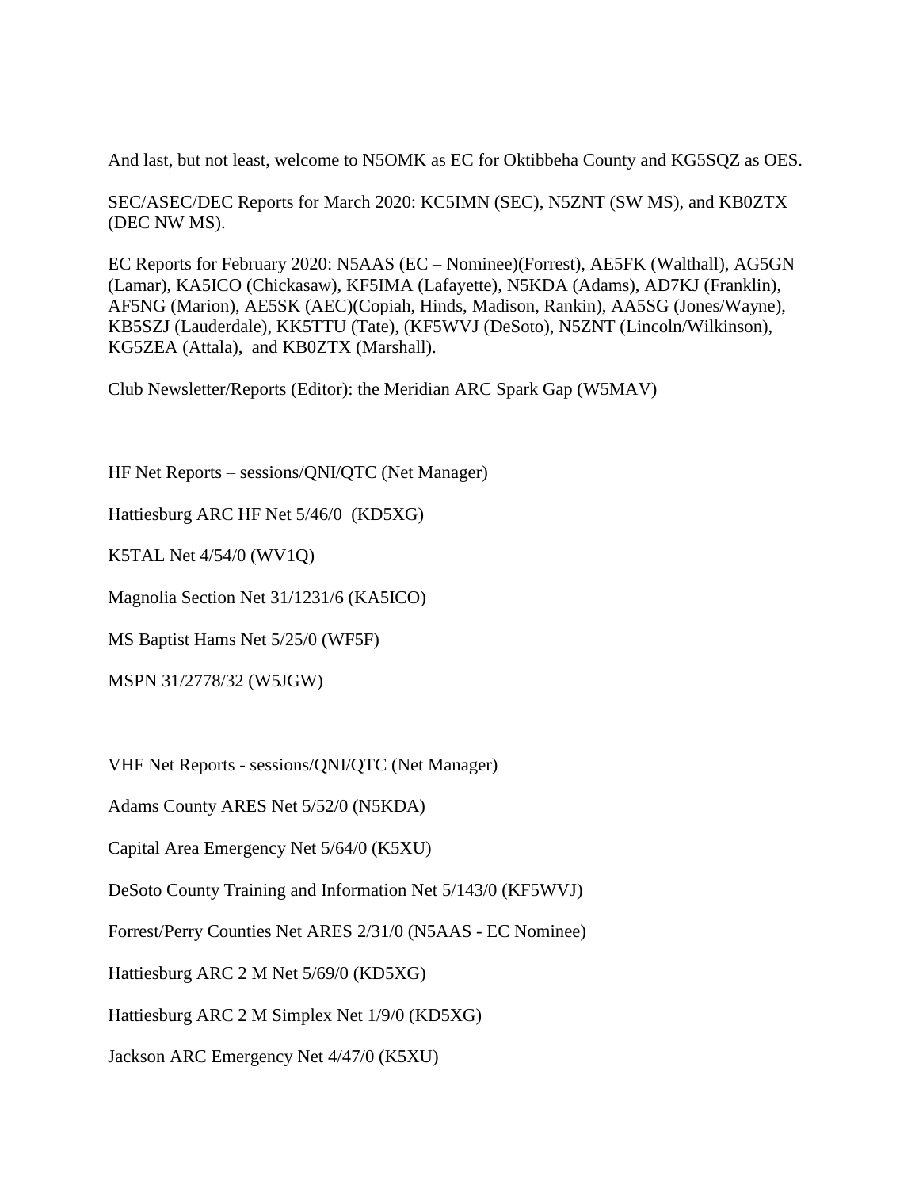And last, but not least, welcome to N5OMK as EC for Oktibbeha County and KG5SQZ as OES.

SEC/ASEC/DEC Reports for March 2020: KC5IMN (SEC), N5ZNT (SW MS), and KB0ZTX (DEC NW MS).

EC Reports for February 2020: N5AAS (EC – Nominee)(Forrest), AE5FK (Walthall), AG5GN (Lamar), KA5ICO (Chickasaw), KF5IMA (Lafayette), N5KDA (Adams), AD7KJ (Franklin), AF5NG (Marion), AE5SK (AEC)(Copiah, Hinds, Madison, Rankin), AA5SG (Jones/Wayne), KB5SZJ (Lauderdale), KK5TTU (Tate), (KF5WVJ (DeSoto), N5ZNT (Lincoln/Wilkinson), KG5ZEA (Attala), and KB0ZTX (Marshall).

Club Newsletter/Reports (Editor): the Meridian ARC Spark Gap (W5MAV)

HF Net Reports – sessions/QNI/QTC (Net Manager)

Hattiesburg ARC HF Net 5/46/0 (KD5XG)

K5TAL Net 4/54/0 (WV1Q)

Magnolia Section Net 31/1231/6 (KA5ICO)

MS Baptist Hams Net 5/25/0 (WF5F)

MSPN 31/2778/32 (W5JGW)

VHF Net Reports - sessions/QNI/QTC (Net Manager)

Adams County ARES Net 5/52/0 (N5KDA)

Capital Area Emergency Net 5/64/0 (K5XU)

DeSoto County Training and Information Net 5/143/0 (KF5WVJ)

Forrest/Perry Counties Net ARES 2/31/0 (N5AAS - EC Nominee)

Hattiesburg ARC 2 M Net 5/69/0 (KD5XG)

Hattiesburg ARC 2 M Simplex Net 1/9/0 (KD5XG)

Jackson ARC Emergency Net 4/47/0 (K5XU)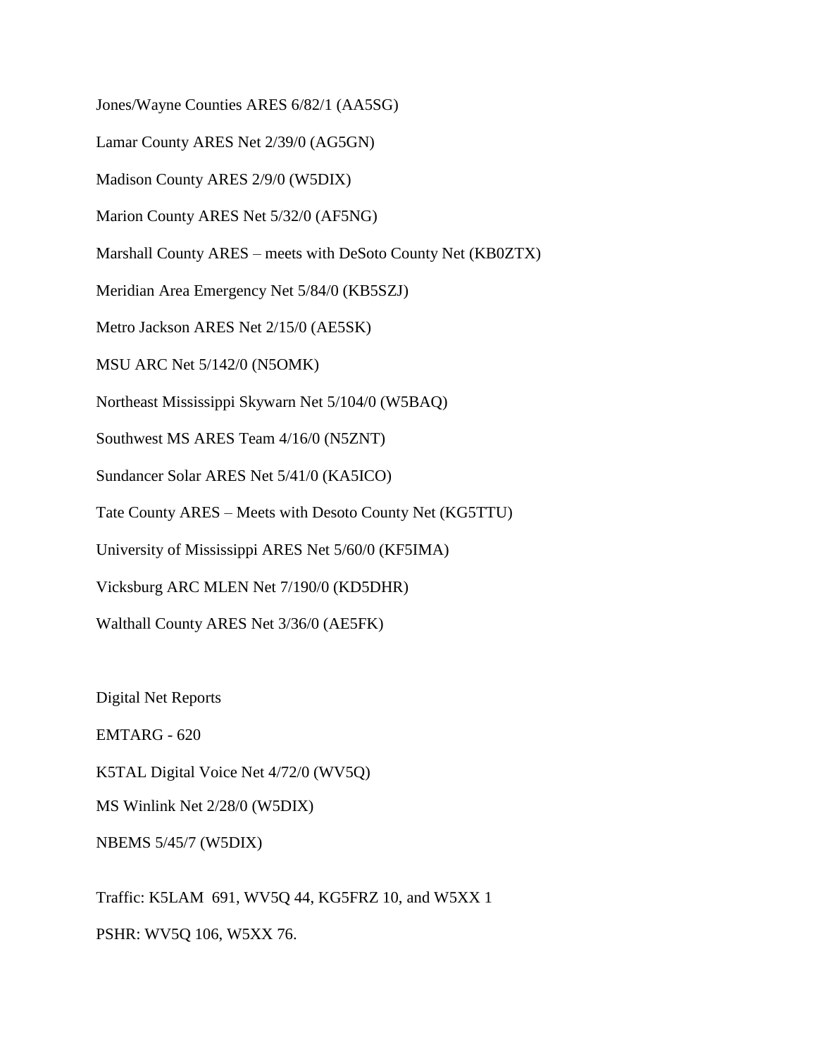Jones/Wayne Counties ARES 6/82/1 (AA5SG)

Lamar County ARES Net 2/39/0 (AG5GN)

Madison County ARES 2/9/0 (W5DIX)

Marion County ARES Net 5/32/0 (AF5NG)

Marshall County ARES – meets with DeSoto County Net (KB0ZTX)

Meridian Area Emergency Net 5/84/0 (KB5SZJ)

Metro Jackson ARES Net 2/15/0 (AE5SK)

MSU ARC Net 5/142/0 (N5OMK)

Northeast Mississippi Skywarn Net 5/104/0 (W5BAQ)

Southwest MS ARES Team 4/16/0 (N5ZNT)

Sundancer Solar ARES Net 5/41/0 (KA5ICO)

Tate County ARES – Meets with Desoto County Net (KG5TTU)

University of Mississippi ARES Net 5/60/0 (KF5IMA)

Vicksburg ARC MLEN Net 7/190/0 (KD5DHR)

Walthall County ARES Net 3/36/0 (AE5FK)

Digital Net Reports

EMTARG - 620

K5TAL Digital Voice Net 4/72/0 (WV5Q)

MS Winlink Net 2/28/0 (W5DIX)

NBEMS 5/45/7 (W5DIX)

Traffic: K5LAM 691, WV5Q 44, KG5FRZ 10, and W5XX 1

PSHR: WV5Q 106, W5XX 76.